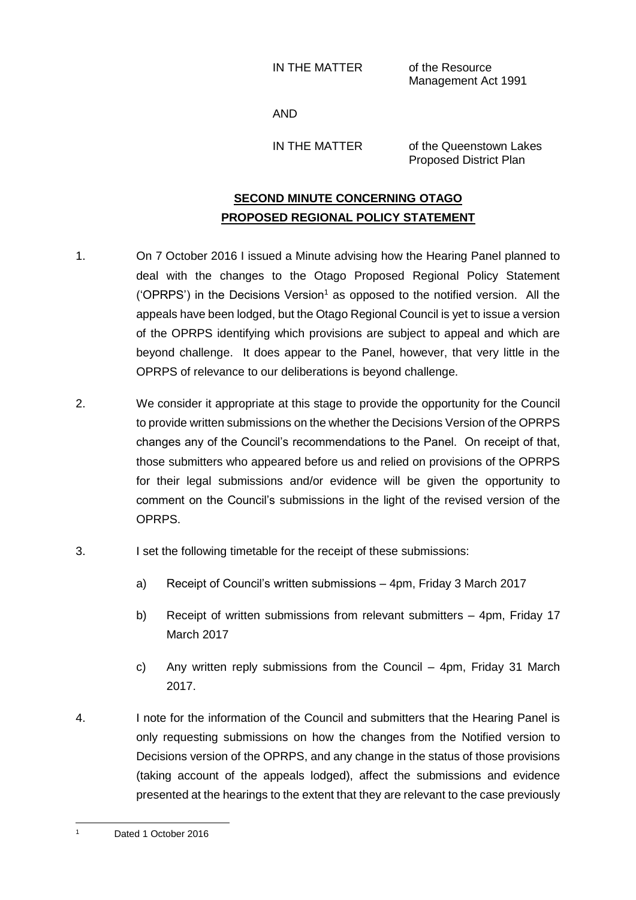IN THE MATTER of the Resource Management Act 1991

AND

IN THE MATTER of the Queenstown Lakes Proposed District Plan

## SECOND MINUTE CONCERNING OTAGO PROPOSED REGIONAL POLICY STATEMENT

1. On 7 October 2016 I issued a Minute advising how the Hearing Panel planned to deal with the changes to the Otago Proposed Regional Policy Statement ('OPRPS') in the Decisions Version[1] as opposed to the notified version. All the appeals have been lodged, but the Otago Regional Council is yet to issue a version of the OPRPS identifying which provisions are subject to appeal and which are beyond challenge. It does appear to the Panel, however, that very little in the OPRPS of relevance to our deliberations is beyond challenge.

2. We consider it appropriate at this stage to provide the opportunity for the Council to provide written submissions on the whether the Decisions Version of the OPRPS changes any of the Council's recommendations to the Panel. On receipt of that, those submitters who appeared before us and relied on provisions of the OPRPS for their legal submissions and/or evidence will be given the opportunity to comment on the Council's submissions in the light of the revised version of the OPRPS.

3. I set the following timetable for the receipt of these submissions:

   a) Receipt of Council's written submissions – 4pm, Friday 3 March 2017

   b) Receipt of written submissions from relevant submitters – 4pm, Friday 17 March 2017

   c) Any written reply submissions from the Council – 4pm, Friday 31 March 2017.

4. I note for the information of the Council and submitters that the Hearing Panel is only requesting submissions on how the changes from the Notified version to Decisions version of the OPRPS, and any change in the status of those provisions (taking account of the appeals lodged), affect the submissions and evidence presented at the hearings to the extent that they are relevant to the case previously

---

[1] Dated 1 October 2016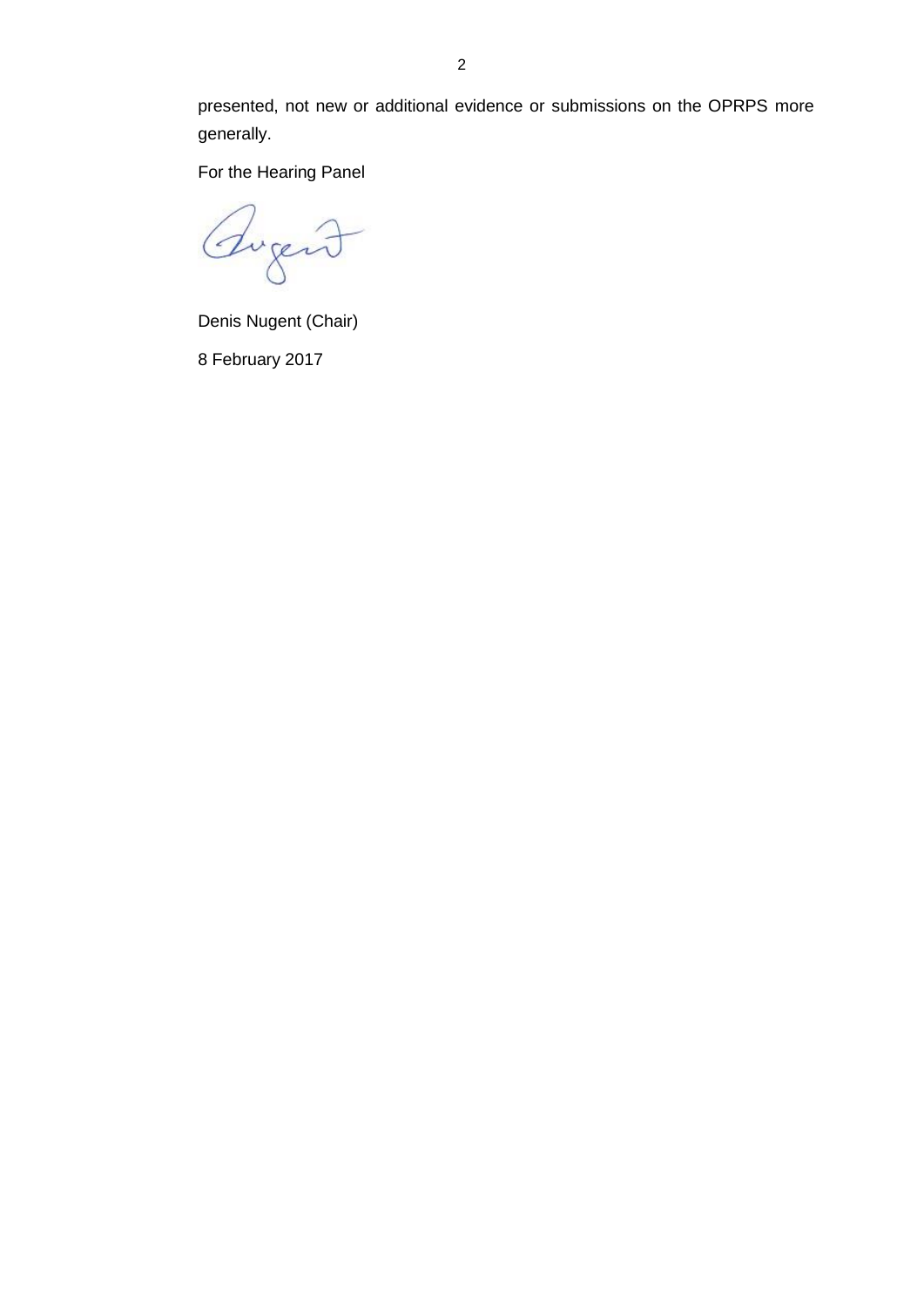presented, not new or additional evidence or submissions on the OPRPS more generally.

For the Hearing Panel

Denis Nugent (Chair)

8 February 2017